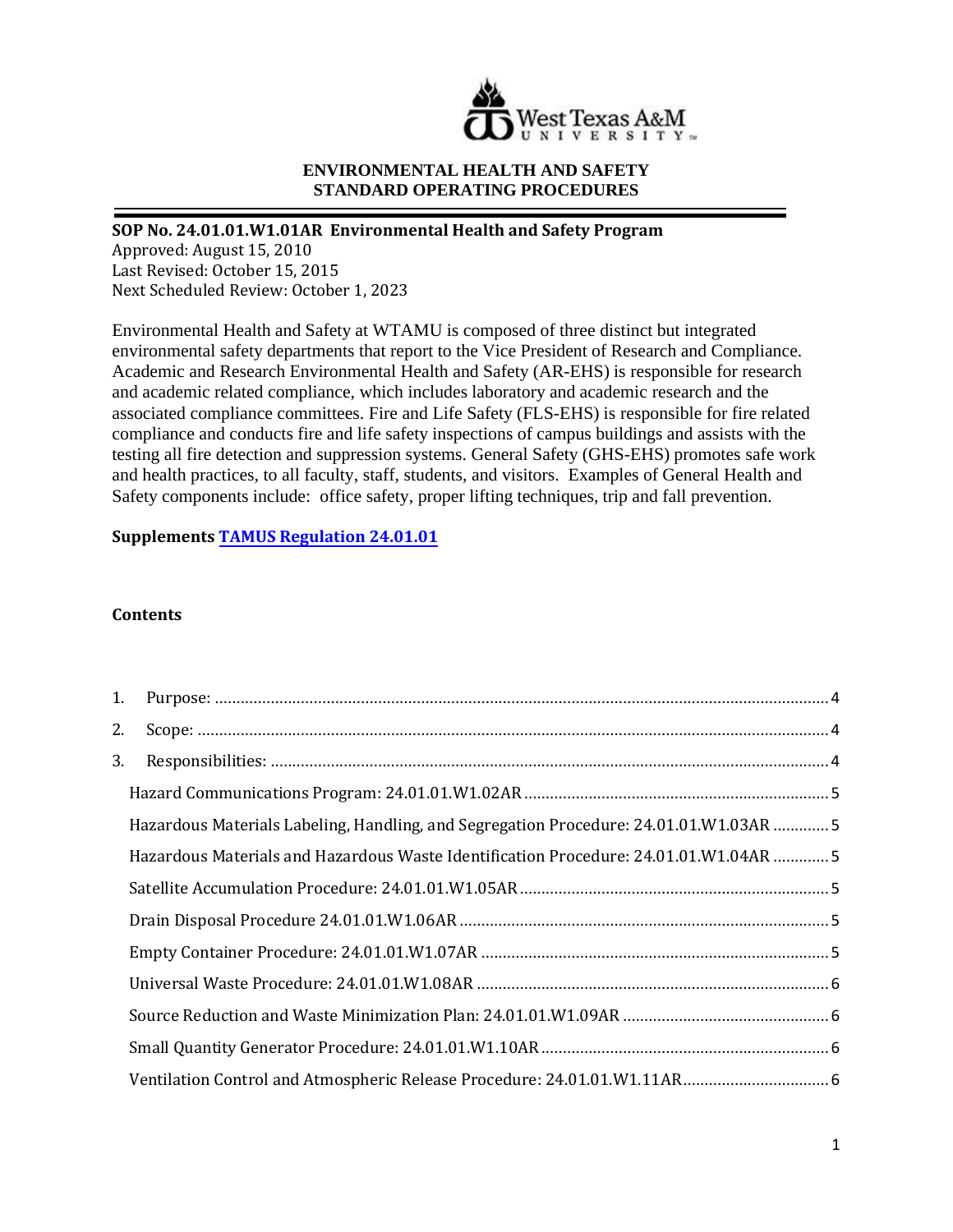**ENVIRONMENTAL HEALTH AND SAFETY**
**STANDARD OPERATING PROCEDURES**

---

**SOP No. 24.01.01.W1.01AR Environmental Health and Safety Program**
Approved: August 15, 2010
Last Revised: October 15, 2015
Next Scheduled Review: October 1, 2023

Environmental Health and Safety at WTAMU is composed of three distinct but integrated environmental safety departments that report to the Vice President of Research and Compliance. Academic and Research Environmental Health and Safety (AR-EHS) is responsible for research and academic related compliance, which includes laboratory and academic research and the associated compliance committees. Fire and Life Safety (FLS-EHS) is responsible for fire related compliance and conducts fire and life safety inspections of campus buildings and assists with the testing all fire detection and suppression systems. General Safety (GHS-EHS) promotes safe work and health practices, to all faculty, staff, students, and visitors. Examples of General Health and Safety components include: office safety, proper lifting techniques, trip and fall prevention.

**Supplements TAMUS Regulation 24.01.01**

**Contents**

1. Purpose: ........................................ 4
2. Scope: ........................................ 4
3. Responsibilities: ........................................ 4
   - Hazard Communications Program: 24.01.01.W1.02AR ........................................ 5
   - Hazardous Materials Labeling, Handling, and Segregation Procedure: 24.01.01.W1.03AR ........................................ 5
   - Hazardous Materials and Hazardous Waste Identification Procedure: 24.01.01.W1.04AR ........................................ 5
   - Satellite Accumulation Procedure: 24.01.01.W1.05AR ........................................ 5
   - Drain Disposal Procedure 24.01.01.W1.06AR ........................................ 5
   - Empty Container Procedure: 24.01.01.W1.07AR ........................................ 5
   - Universal Waste Procedure: 24.01.01.W1.08AR ........................................ 6
   - Source Reduction and Waste Minimization Plan: 24.01.01.W1.09AR ........................................ 6
   - Small Quantity Generator Procedure: 24.01.01.W1.10AR ........................................ 6
   - Ventilation Control and Atmospheric Release Procedure: 24.01.01.W1.11AR ........................................ 6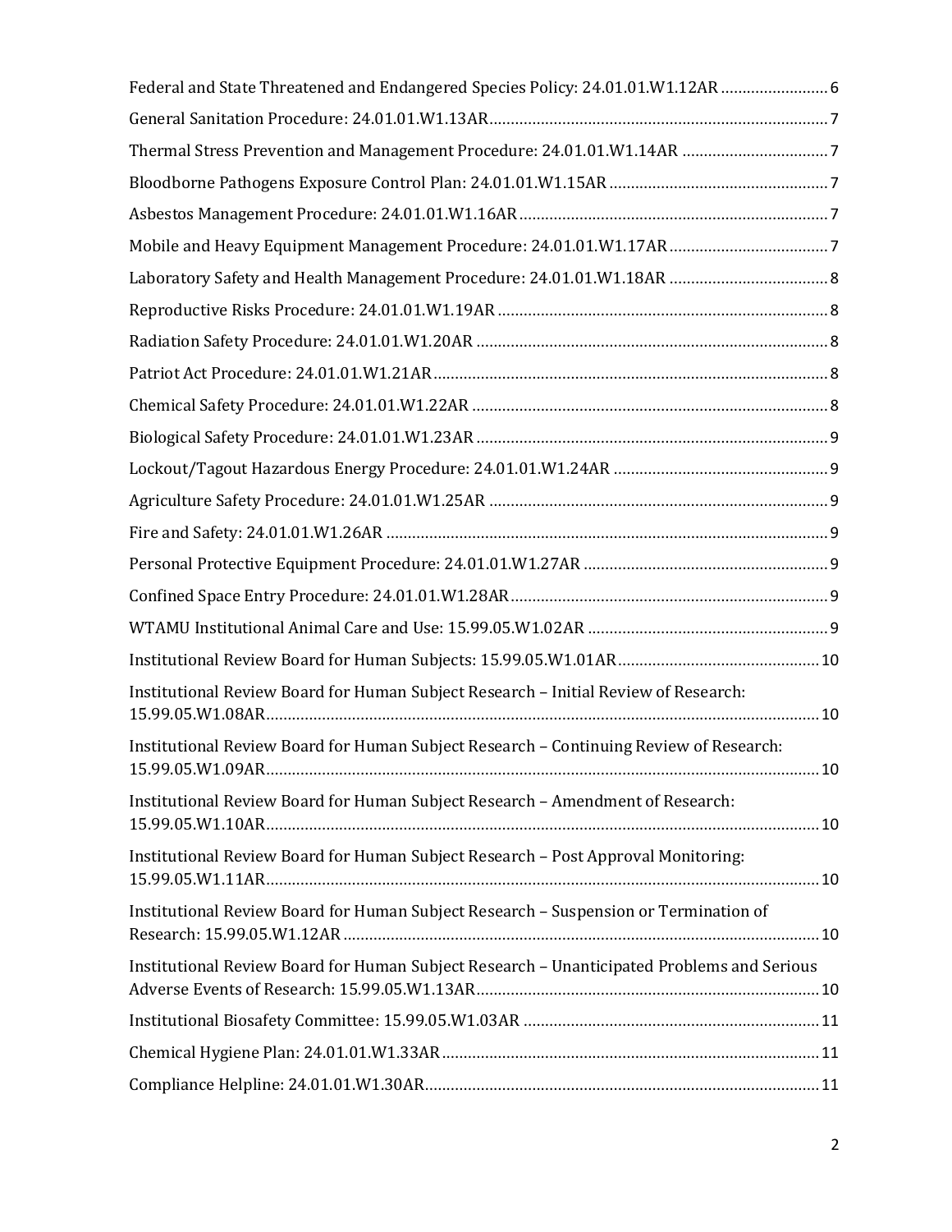Federal and State Threatened and Endangered Species Policy: 24.01.01.W1.12AR ..... 6

General Sanitation Procedure: 24.01.01.W1.13AR ..... 7

Thermal Stress Prevention and Management Procedure: 24.01.01.W1.14AR ..... 7

Bloodborne Pathogens Exposure Control Plan: 24.01.01.W1.15AR ..... 7

Asbestos Management Procedure: 24.01.01.W1.16AR ..... 7

Mobile and Heavy Equipment Management Procedure: 24.01.01.W1.17AR ..... 7

Laboratory Safety and Health Management Procedure: 24.01.01.W1.18AR ..... 8

Reproductive Risks Procedure: 24.01.01.W1.19AR ..... 8

Radiation Safety Procedure: 24.01.01.W1.20AR ..... 8

Patriot Act Procedure: 24.01.01.W1.21AR ..... 8

Chemical Safety Procedure: 24.01.01.W1.22AR ..... 8

Biological Safety Procedure: 24.01.01.W1.23AR ..... 9

Lockout/Tagout Hazardous Energy Procedure: 24.01.01.W1.24AR ..... 9

Agriculture Safety Procedure: 24.01.01.W1.25AR ..... 9

Fire and Safety: 24.01.01.W1.26AR ..... 9

Personal Protective Equipment Procedure: 24.01.01.W1.27AR ..... 9

Confined Space Entry Procedure: 24.01.01.W1.28AR ..... 9

WTAMU Institutional Animal Care and Use: 15.99.05.W1.02AR ..... 9

Institutional Review Board for Human Subjects: 15.99.05.W1.01AR ..... 10

Institutional Review Board for Human Subject Research – Initial Review of Research: 15.99.05.W1.08AR ..... 10

Institutional Review Board for Human Subject Research – Continuing Review of Research: 15.99.05.W1.09AR ..... 10

Institutional Review Board for Human Subject Research – Amendment of Research: 15.99.05.W1.10AR ..... 10

Institutional Review Board for Human Subject Research – Post Approval Monitoring: 15.99.05.W1.11AR ..... 10

Institutional Review Board for Human Subject Research – Suspension or Termination of Research: 15.99.05.W1.12AR ..... 10

Institutional Review Board for Human Subject Research – Unanticipated Problems and Serious Adverse Events of Research: 15.99.05.W1.13AR ..... 10

Institutional Biosafety Committee: 15.99.05.W1.03AR ..... 11

Chemical Hygiene Plan: 24.01.01.W1.33AR ..... 11

Compliance Helpline: 24.01.01.W1.30AR ..... 11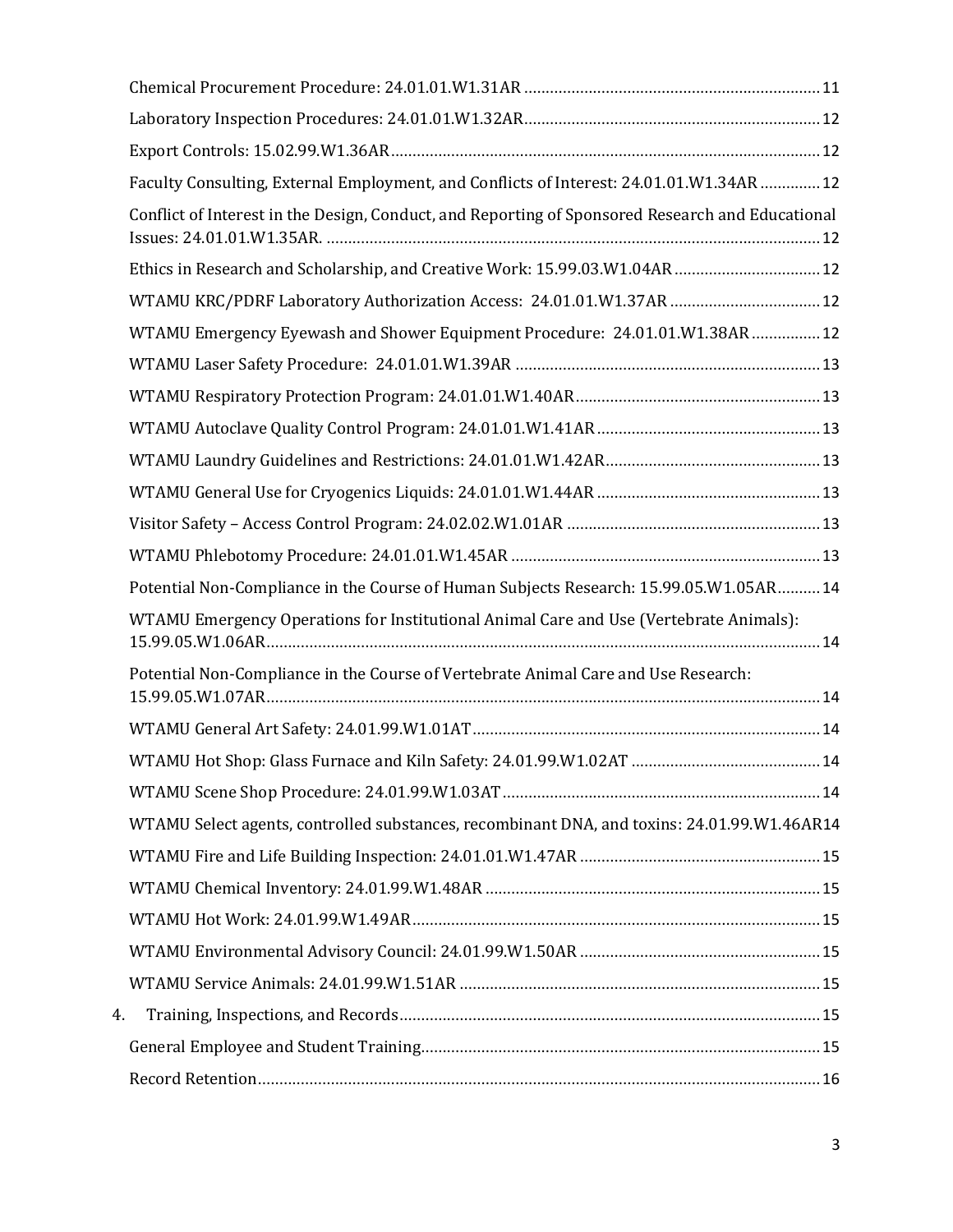Chemical Procurement Procedure: 24.01.01.W1.31AR ..................................................................... 11

Laboratory Inspection Procedures: 24.01.01.W1.32AR..................................................................... 12

Export Controls: 15.02.99.W1.36AR.................................................................................................... 12

Faculty Consulting, External Employment, and Conflicts of Interest: 24.01.01.W1.34AR .............. 12

Conflict of Interest in the Design, Conduct, and Reporting of Sponsored Research and Educational Issues: 24.01.01.W1.35AR. .................................................................................................................. 12

Ethics in Research and Scholarship, and Creative Work: 15.99.03.W1.04AR .................................. 12

WTAMU KRC/PDRF Laboratory Authorization Access: 24.01.01.W1.37AR ................................... 12

WTAMU Emergency Eyewash and Shower Equipment Procedure: 24.01.01.W1.38AR ................ 12

WTAMU Laser Safety Procedure: 24.01.01.W1.39AR ....................................................................... 13

WTAMU Respiratory Protection Program: 24.01.01.W1.40AR......................................................... 13

WTAMU Autoclave Quality Control Program: 24.01.01.W1.41AR .................................................... 13

WTAMU Laundry Guidelines and Restrictions: 24.01.01.W1.42AR.................................................. 13

WTAMU General Use for Cryogenics Liquids: 24.01.01.W1.44AR .................................................... 13

Visitor Safety – Access Control Program: 24.02.02.W1.01AR ........................................................... 13

WTAMU Phlebotomy Procedure: 24.01.01.W1.45AR ........................................................................ 13

Potential Non-Compliance in the Course of Human Subjects Research: 15.99.05.W1.05AR.......... 14

WTAMU Emergency Operations for Institutional Animal Care and Use (Vertebrate Animals): 15.99.05.W1.06AR................................................................................................................................ 14

Potential Non-Compliance in the Course of Vertebrate Animal Care and Use Research: 15.99.05.W1.07AR................................................................................................................................ 14

WTAMU General Art Safety: 24.01.99.W1.01AT................................................................................. 14

WTAMU Hot Shop: Glass Furnace and Kiln Safety: 24.01.99.W1.02AT ............................................ 14

WTAMU Scene Shop Procedure: 24.01.99.W1.03AT .......................................................................... 14

WTAMU Select agents, controlled substances, recombinant DNA, and toxins: 24.01.99.W1.46AR14

WTAMU Fire and Life Building Inspection: 24.01.01.W1.47AR ........................................................ 15

WTAMU Chemical Inventory: 24.01.99.W1.48AR .............................................................................. 15

WTAMU Hot Work: 24.01.99.W1.49AR............................................................................................... 15

WTAMU Environmental Advisory Council: 24.01.99.W1.50AR ........................................................ 15

WTAMU Service Animals: 24.01.99.W1.51AR .................................................................................... 15

4. Training, Inspections, and Records.................................................................................................. 15

General Employee and Student Training............................................................................................ 15

Record Retention.................................................................................................................................. 16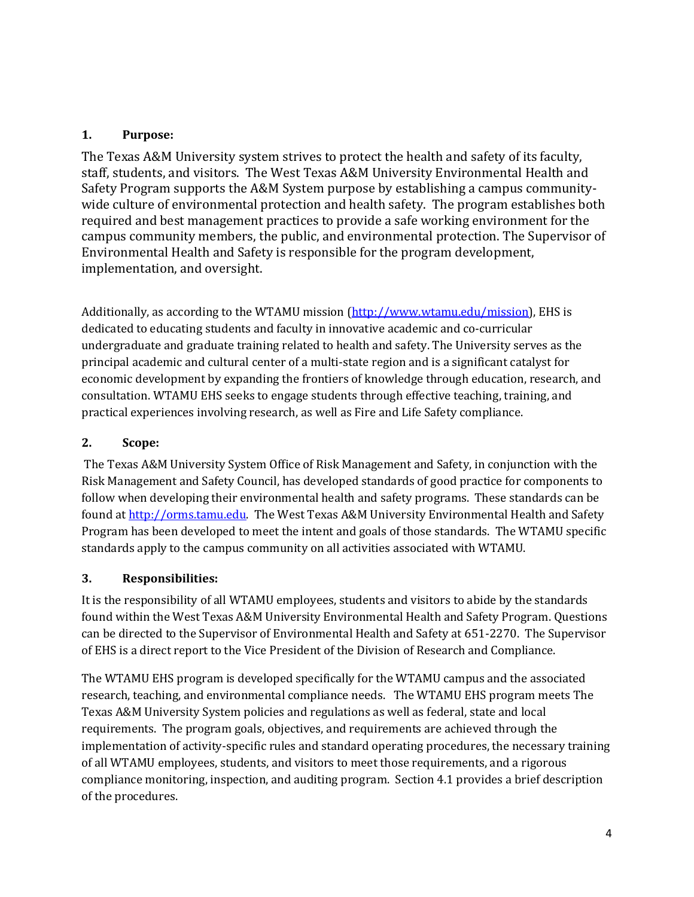## 1. Purpose:

The Texas A&M University system strives to protect the health and safety of its faculty, staff, students, and visitors. The West Texas A&M University Environmental Health and Safety Program supports the A&M System purpose by establishing a campus community-wide culture of environmental protection and health safety. The program establishes both required and best management practices to provide a safe working environment for the campus community members, the public, and environmental protection. The Supervisor of Environmental Health and Safety is responsible for the program development, implementation, and oversight.

Additionally, as according to the WTAMU mission (http://www.wtamu.edu/mission), EHS is dedicated to educating students and faculty in innovative academic and co-curricular undergraduate and graduate training related to health and safety. The University serves as the principal academic and cultural center of a multi-state region and is a significant catalyst for economic development by expanding the frontiers of knowledge through education, research, and consultation. WTAMU EHS seeks to engage students through effective teaching, training, and practical experiences involving research, as well as Fire and Life Safety compliance.

## 2. Scope:

The Texas A&M University System Office of Risk Management and Safety, in conjunction with the Risk Management and Safety Council, has developed standards of good practice for components to follow when developing their environmental health and safety programs. These standards can be found at http://orms.tamu.edu. The West Texas A&M University Environmental Health and Safety Program has been developed to meet the intent and goals of those standards. The WTAMU specific standards apply to the campus community on all activities associated with WTAMU.

## 3. Responsibilities:

It is the responsibility of all WTAMU employees, students and visitors to abide by the standards found within the West Texas A&M University Environmental Health and Safety Program. Questions can be directed to the Supervisor of Environmental Health and Safety at 651-2270. The Supervisor of EHS is a direct report to the Vice President of the Division of Research and Compliance.

The WTAMU EHS program is developed specifically for the WTAMU campus and the associated research, teaching, and environmental compliance needs. The WTAMU EHS program meets The Texas A&M University System policies and regulations as well as federal, state and local requirements. The program goals, objectives, and requirements are achieved through the implementation of activity-specific rules and standard operating procedures, the necessary training of all WTAMU employees, students, and visitors to meet those requirements, and a rigorous compliance monitoring, inspection, and auditing program. Section 4.1 provides a brief description of the procedures.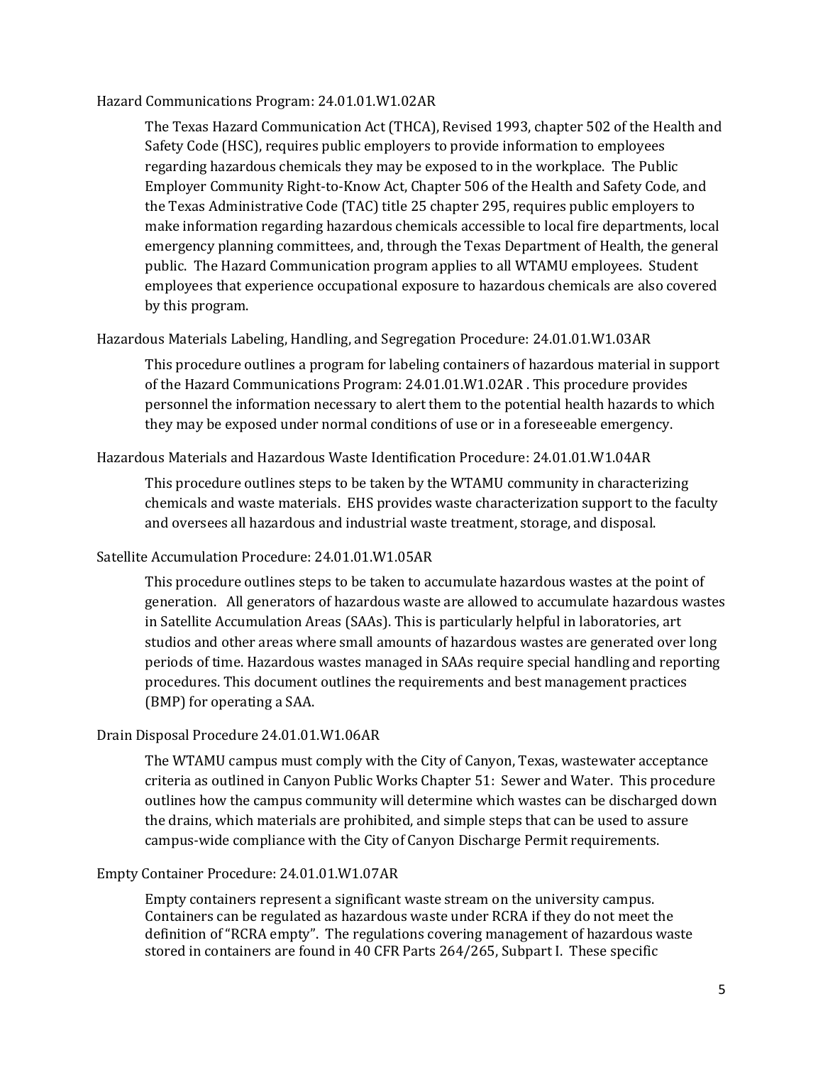Hazard Communications Program: 24.01.01.W1.02AR

The Texas Hazard Communication Act (THCA), Revised 1993, chapter 502 of the Health and Safety Code (HSC), requires public employers to provide information to employees regarding hazardous chemicals they may be exposed to in the workplace. The Public Employer Community Right-to-Know Act, Chapter 506 of the Health and Safety Code, and the Texas Administrative Code (TAC) title 25 chapter 295, requires public employers to make information regarding hazardous chemicals accessible to local fire departments, local emergency planning committees, and, through the Texas Department of Health, the general public. The Hazard Communication program applies to all WTAMU employees. Student employees that experience occupational exposure to hazardous chemicals are also covered by this program.

Hazardous Materials Labeling, Handling, and Segregation Procedure: 24.01.01.W1.03AR

This procedure outlines a program for labeling containers of hazardous material in support of the Hazard Communications Program: 24.01.01.W1.02AR . This procedure provides personnel the information necessary to alert them to the potential health hazards to which they may be exposed under normal conditions of use or in a foreseeable emergency.

Hazardous Materials and Hazardous Waste Identification Procedure: 24.01.01.W1.04AR

This procedure outlines steps to be taken by the WTAMU community in characterizing chemicals and waste materials. EHS provides waste characterization support to the faculty and oversees all hazardous and industrial waste treatment, storage, and disposal.

Satellite Accumulation Procedure: 24.01.01.W1.05AR

This procedure outlines steps to be taken to accumulate hazardous wastes at the point of generation. All generators of hazardous waste are allowed to accumulate hazardous wastes in Satellite Accumulation Areas (SAAs). This is particularly helpful in laboratories, art studios and other areas where small amounts of hazardous wastes are generated over long periods of time. Hazardous wastes managed in SAAs require special handling and reporting procedures. This document outlines the requirements and best management practices (BMP) for operating a SAA.

Drain Disposal Procedure 24.01.01.W1.06AR

The WTAMU campus must comply with the City of Canyon, Texas, wastewater acceptance criteria as outlined in Canyon Public Works Chapter 51: Sewer and Water. This procedure outlines how the campus community will determine which wastes can be discharged down the drains, which materials are prohibited, and simple steps that can be used to assure campus-wide compliance with the City of Canyon Discharge Permit requirements.

Empty Container Procedure: 24.01.01.W1.07AR

Empty containers represent a significant waste stream on the university campus. Containers can be regulated as hazardous waste under RCRA if they do not meet the definition of "RCRA empty". The regulations covering management of hazardous waste stored in containers are found in 40 CFR Parts 264/265, Subpart I. These specific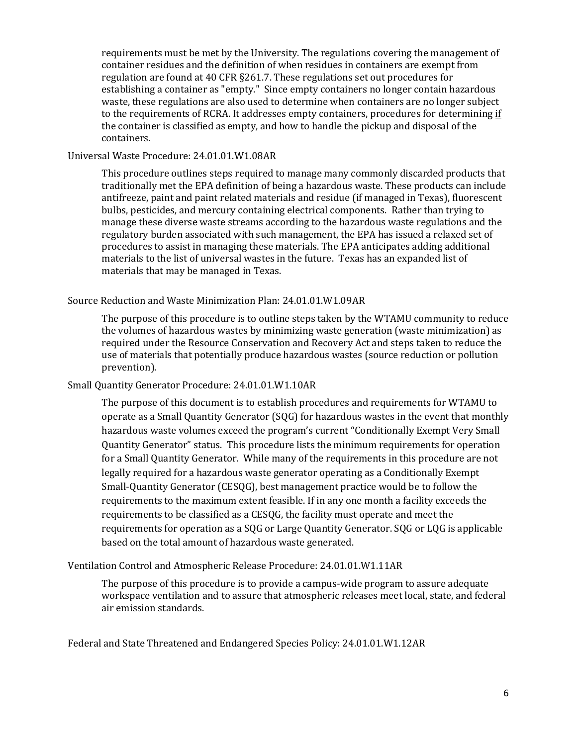requirements must be met by the University. The regulations covering the management of container residues and the definition of when residues in containers are exempt from regulation are found at 40 CFR §261.7. These regulations set out procedures for establishing a container as "empty." Since empty containers no longer contain hazardous waste, these regulations are also used to determine when containers are no longer subject to the requirements of RCRA. It addresses empty containers, procedures for determining if the container is classified as empty, and how to handle the pickup and disposal of the containers.

Universal Waste Procedure: 24.01.01.W1.08AR

This procedure outlines steps required to manage many commonly discarded products that traditionally met the EPA definition of being a hazardous waste. These products can include antifreeze, paint and paint related materials and residue (if managed in Texas), fluorescent bulbs, pesticides, and mercury containing electrical components. Rather than trying to manage these diverse waste streams according to the hazardous waste regulations and the regulatory burden associated with such management, the EPA has issued a relaxed set of procedures to assist in managing these materials. The EPA anticipates adding additional materials to the list of universal wastes in the future. Texas has an expanded list of materials that may be managed in Texas.

Source Reduction and Waste Minimization Plan: 24.01.01.W1.09AR

The purpose of this procedure is to outline steps taken by the WTAMU community to reduce the volumes of hazardous wastes by minimizing waste generation (waste minimization) as required under the Resource Conservation and Recovery Act and steps taken to reduce the use of materials that potentially produce hazardous wastes (source reduction or pollution prevention).

Small Quantity Generator Procedure: 24.01.01.W1.10AR

The purpose of this document is to establish procedures and requirements for WTAMU to operate as a Small Quantity Generator (SQG) for hazardous wastes in the event that monthly hazardous waste volumes exceed the program's current "Conditionally Exempt Very Small Quantity Generator" status. This procedure lists the minimum requirements for operation for a Small Quantity Generator. While many of the requirements in this procedure are not legally required for a hazardous waste generator operating as a Conditionally Exempt Small-Quantity Generator (CESQG), best management practice would be to follow the requirements to the maximum extent feasible. If in any one month a facility exceeds the requirements to be classified as a CESQG, the facility must operate and meet the requirements for operation as a SQG or Large Quantity Generator. SQG or LQG is applicable based on the total amount of hazardous waste generated.

Ventilation Control and Atmospheric Release Procedure: 24.01.01.W1.11AR

The purpose of this procedure is to provide a campus-wide program to assure adequate workspace ventilation and to assure that atmospheric releases meet local, state, and federal air emission standards.

Federal and State Threatened and Endangered Species Policy: 24.01.01.W1.12AR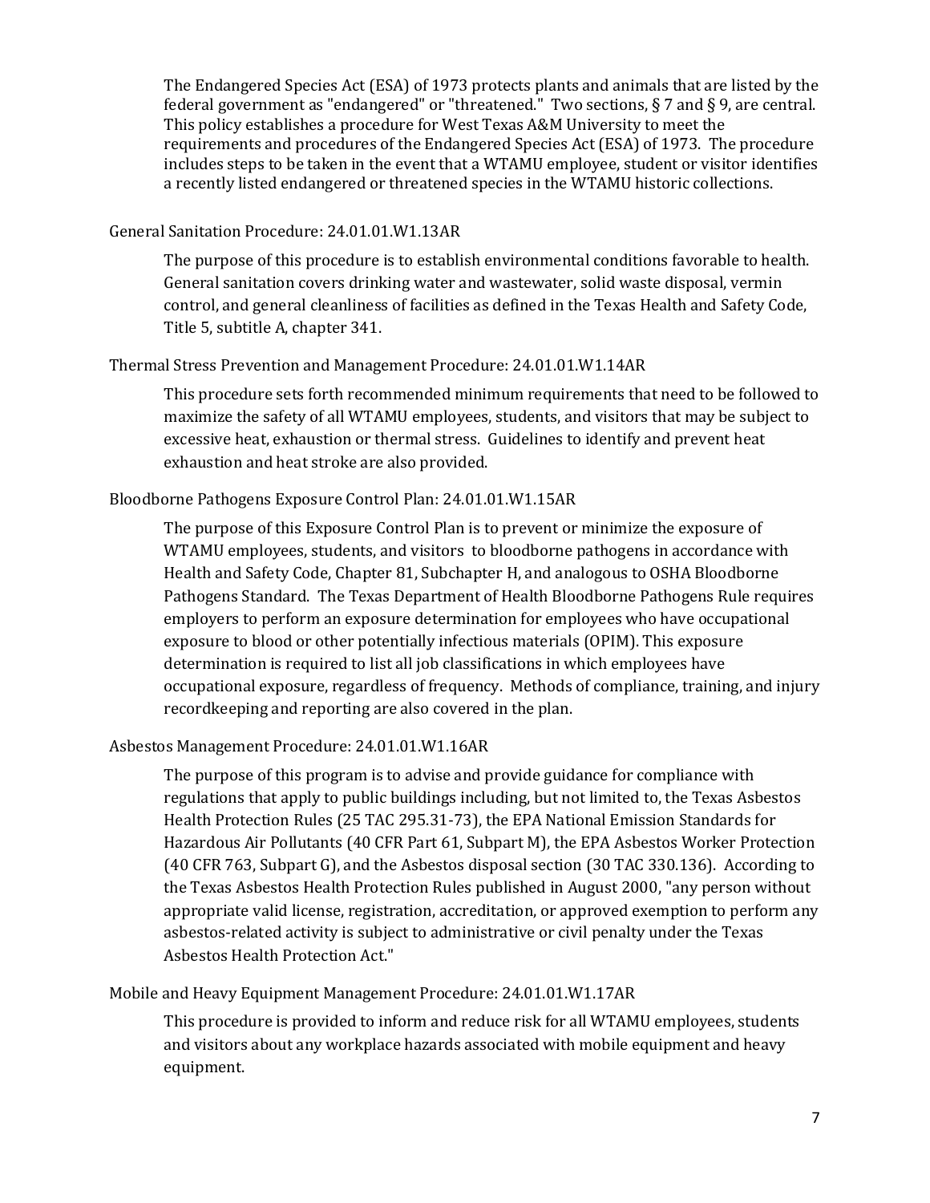The Endangered Species Act (ESA) of 1973 protects plants and animals that are listed by the federal government as "endangered" or "threatened." Two sections, § 7 and § 9, are central. This policy establishes a procedure for West Texas A&M University to meet the requirements and procedures of the Endangered Species Act (ESA) of 1973. The procedure includes steps to be taken in the event that a WTAMU employee, student or visitor identifies a recently listed endangered or threatened species in the WTAMU historic collections.

General Sanitation Procedure: 24.01.01.W1.13AR

The purpose of this procedure is to establish environmental conditions favorable to health. General sanitation covers drinking water and wastewater, solid waste disposal, vermin control, and general cleanliness of facilities as defined in the Texas Health and Safety Code, Title 5, subtitle A, chapter 341.

Thermal Stress Prevention and Management Procedure: 24.01.01.W1.14AR

This procedure sets forth recommended minimum requirements that need to be followed to maximize the safety of all WTAMU employees, students, and visitors that may be subject to excessive heat, exhaustion or thermal stress. Guidelines to identify and prevent heat exhaustion and heat stroke are also provided.

Bloodborne Pathogens Exposure Control Plan: 24.01.01.W1.15AR

The purpose of this Exposure Control Plan is to prevent or minimize the exposure of WTAMU employees, students, and visitors to bloodborne pathogens in accordance with Health and Safety Code, Chapter 81, Subchapter H, and analogous to OSHA Bloodborne Pathogens Standard. The Texas Department of Health Bloodborne Pathogens Rule requires employers to perform an exposure determination for employees who have occupational exposure to blood or other potentially infectious materials (OPIM). This exposure determination is required to list all job classifications in which employees have occupational exposure, regardless of frequency. Methods of compliance, training, and injury recordkeeping and reporting are also covered in the plan.

Asbestos Management Procedure: 24.01.01.W1.16AR

The purpose of this program is to advise and provide guidance for compliance with regulations that apply to public buildings including, but not limited to, the Texas Asbestos Health Protection Rules (25 TAC 295.31-73), the EPA National Emission Standards for Hazardous Air Pollutants (40 CFR Part 61, Subpart M), the EPA Asbestos Worker Protection (40 CFR 763, Subpart G), and the Asbestos disposal section (30 TAC 330.136). According to the Texas Asbestos Health Protection Rules published in August 2000, "any person without appropriate valid license, registration, accreditation, or approved exemption to perform any asbestos-related activity is subject to administrative or civil penalty under the Texas Asbestos Health Protection Act."

Mobile and Heavy Equipment Management Procedure: 24.01.01.W1.17AR

This procedure is provided to inform and reduce risk for all WTAMU employees, students and visitors about any workplace hazards associated with mobile equipment and heavy equipment.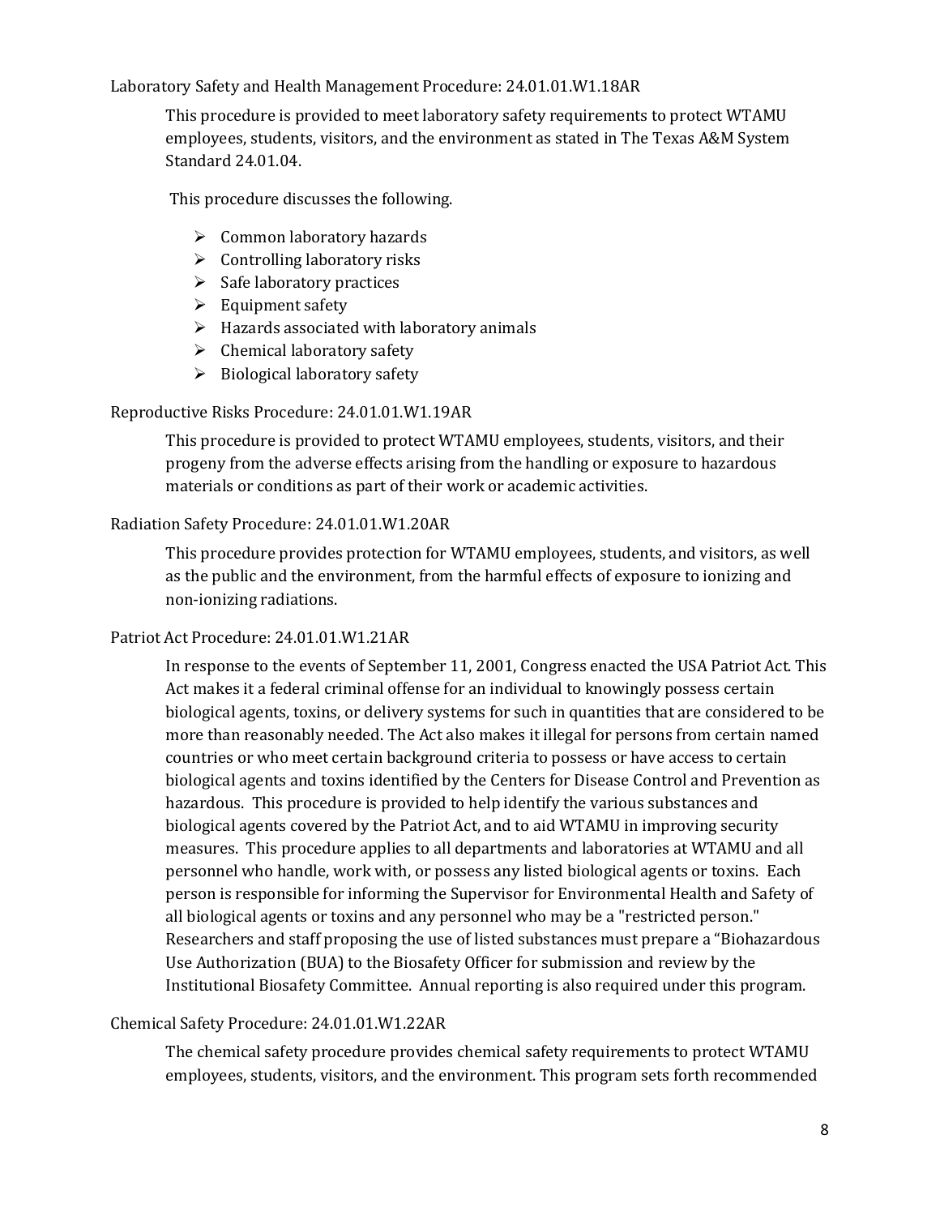### Laboratory Safety and Health Management Procedure: 24.01.01.W1.18AR

This procedure is provided to meet laboratory safety requirements to protect WTAMU employees, students, visitors, and the environment as stated in The Texas A&M System Standard 24.01.04.

This procedure discusses the following.

- Common laboratory hazards
- Controlling laboratory risks
- Safe laboratory practices
- Equipment safety
- Hazards associated with laboratory animals
- Chemical laboratory safety
- Biological laboratory safety

### Reproductive Risks Procedure: 24.01.01.W1.19AR

This procedure is provided to protect WTAMU employees, students, visitors, and their progeny from the adverse effects arising from the handling or exposure to hazardous materials or conditions as part of their work or academic activities.

### Radiation Safety Procedure: 24.01.01.W1.20AR

This procedure provides protection for WTAMU employees, students, and visitors, as well as the public and the environment, from the harmful effects of exposure to ionizing and non-ionizing radiations.

### Patriot Act Procedure: 24.01.01.W1.21AR

In response to the events of September 11, 2001, Congress enacted the USA Patriot Act. This Act makes it a federal criminal offense for an individual to knowingly possess certain biological agents, toxins, or delivery systems for such in quantities that are considered to be more than reasonably needed. The Act also makes it illegal for persons from certain named countries or who meet certain background criteria to possess or have access to certain biological agents and toxins identified by the Centers for Disease Control and Prevention as hazardous. This procedure is provided to help identify the various substances and biological agents covered by the Patriot Act, and to aid WTAMU in improving security measures. This procedure applies to all departments and laboratories at WTAMU and all personnel who handle, work with, or possess any listed biological agents or toxins. Each person is responsible for informing the Supervisor for Environmental Health and Safety of all biological agents or toxins and any personnel who may be a "restricted person." Researchers and staff proposing the use of listed substances must prepare a "Biohazardous Use Authorization (BUA) to the Biosafety Officer for submission and review by the Institutional Biosafety Committee. Annual reporting is also required under this program.

### Chemical Safety Procedure: 24.01.01.W1.22AR

The chemical safety procedure provides chemical safety requirements to protect WTAMU employees, students, visitors, and the environment. This program sets forth recommended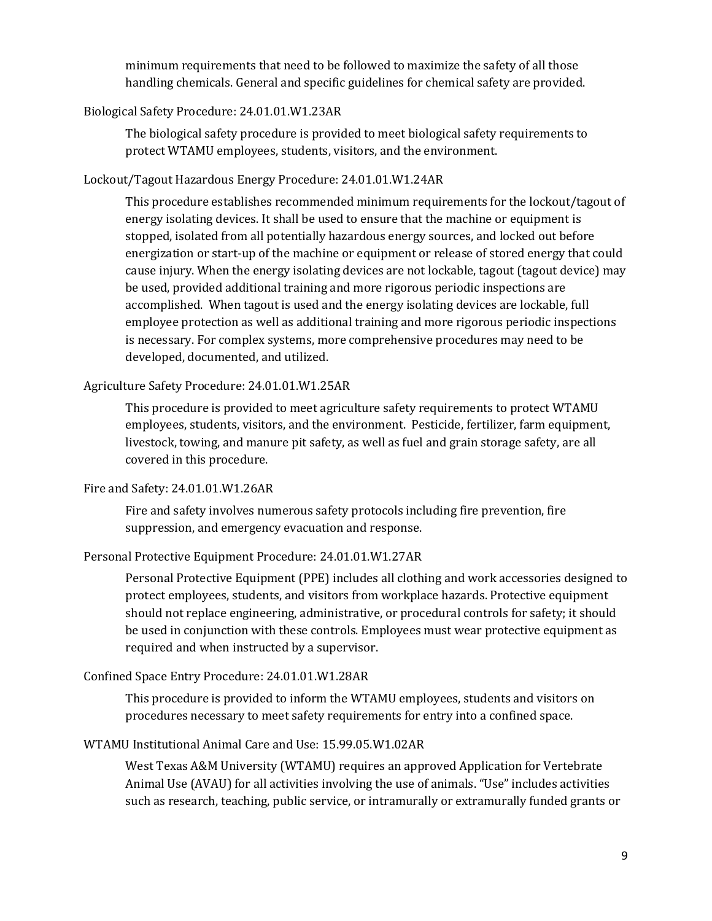minimum requirements that need to be followed to maximize the safety of all those handling chemicals. General and specific guidelines for chemical safety are provided.

Biological Safety Procedure: 24.01.01.W1.23AR

The biological safety procedure is provided to meet biological safety requirements to protect WTAMU employees, students, visitors, and the environment.

Lockout/Tagout Hazardous Energy Procedure: 24.01.01.W1.24AR

This procedure establishes recommended minimum requirements for the lockout/tagout of energy isolating devices. It shall be used to ensure that the machine or equipment is stopped, isolated from all potentially hazardous energy sources, and locked out before energization or start-up of the machine or equipment or release of stored energy that could cause injury. When the energy isolating devices are not lockable, tagout (tagout device) may be used, provided additional training and more rigorous periodic inspections are accomplished. When tagout is used and the energy isolating devices are lockable, full employee protection as well as additional training and more rigorous periodic inspections is necessary. For complex systems, more comprehensive procedures may need to be developed, documented, and utilized.

Agriculture Safety Procedure: 24.01.01.W1.25AR

This procedure is provided to meet agriculture safety requirements to protect WTAMU employees, students, visitors, and the environment. Pesticide, fertilizer, farm equipment, livestock, towing, and manure pit safety, as well as fuel and grain storage safety, are all covered in this procedure.

Fire and Safety: 24.01.01.W1.26AR

Fire and safety involves numerous safety protocols including fire prevention, fire suppression, and emergency evacuation and response.

Personal Protective Equipment Procedure: 24.01.01.W1.27AR

Personal Protective Equipment (PPE) includes all clothing and work accessories designed to protect employees, students, and visitors from workplace hazards. Protective equipment should not replace engineering, administrative, or procedural controls for safety; it should be used in conjunction with these controls. Employees must wear protective equipment as required and when instructed by a supervisor.

Confined Space Entry Procedure: 24.01.01.W1.28AR

This procedure is provided to inform the WTAMU employees, students and visitors on procedures necessary to meet safety requirements for entry into a confined space.

WTAMU Institutional Animal Care and Use: 15.99.05.W1.02AR

West Texas A&M University (WTAMU) requires an approved Application for Vertebrate Animal Use (AVAU) for all activities involving the use of animals. "Use" includes activities such as research, teaching, public service, or intramurally or extramurally funded grants or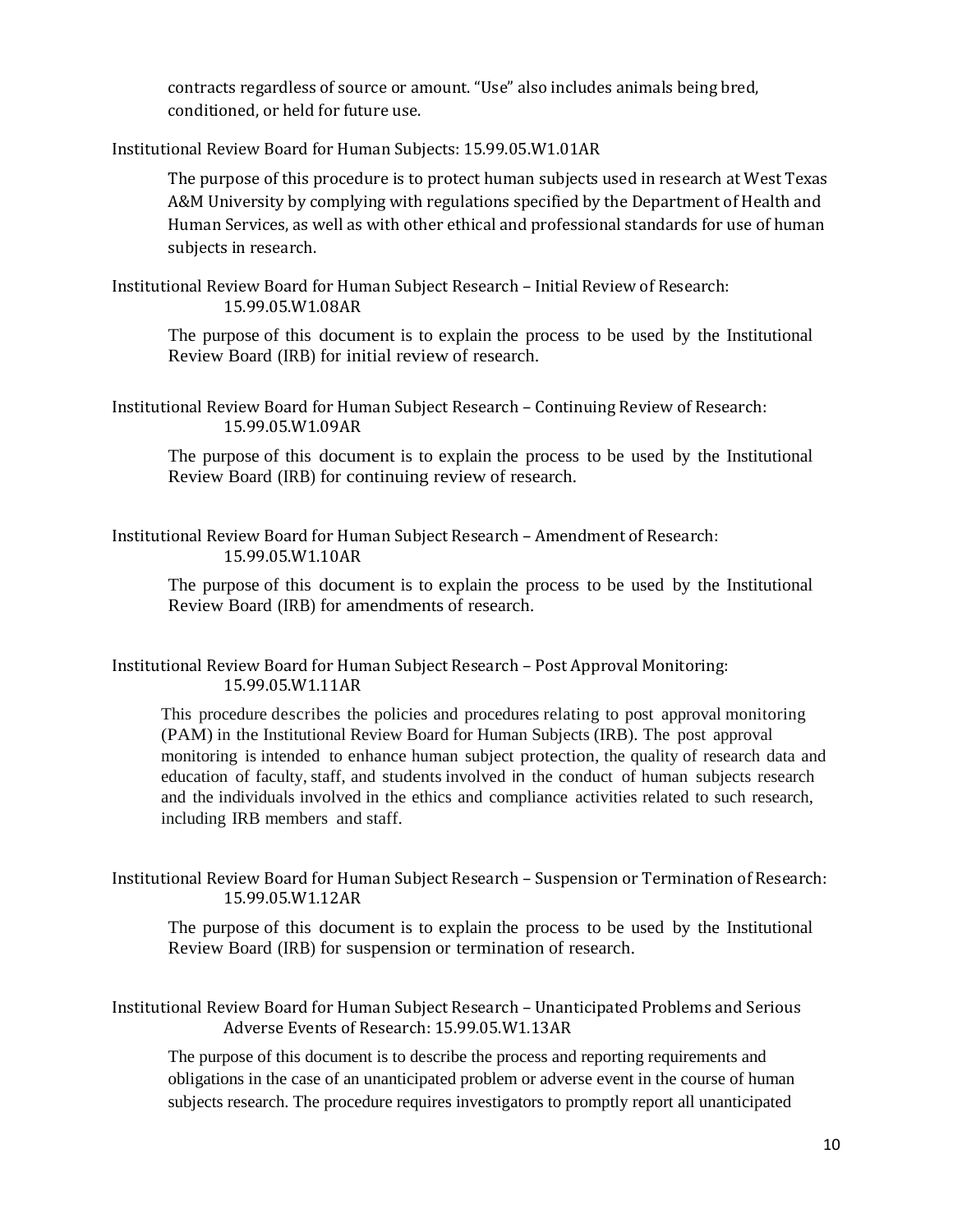contracts regardless of source or amount. "Use" also includes animals being bred, conditioned, or held for future use.

Institutional Review Board for Human Subjects: 15.99.05.W1.01AR

The purpose of this procedure is to protect human subjects used in research at West Texas A&M University by complying with regulations specified by the Department of Health and Human Services, as well as with other ethical and professional standards for use of human subjects in research.

Institutional Review Board for Human Subject Research – Initial Review of Research: 15.99.05.W1.08AR

The purpose of this document is to explain the process to be used by the Institutional Review Board (IRB) for initial review of research.

Institutional Review Board for Human Subject Research – Continuing Review of Research: 15.99.05.W1.09AR

The purpose of this document is to explain the process to be used by the Institutional Review Board (IRB) for continuing review of research.

Institutional Review Board for Human Subject Research – Amendment of Research: 15.99.05.W1.10AR

The purpose of this document is to explain the process to be used by the Institutional Review Board (IRB) for amendments of research.

Institutional Review Board for Human Subject Research – Post Approval Monitoring: 15.99.05.W1.11AR

This procedure describes the policies and procedures relating to post approval monitoring (PAM) in the Institutional Review Board for Human Subjects (IRB). The post approval monitoring is intended to enhance human subject protection, the quality of research data and education of faculty, staff, and students involved in the conduct of human subjects research and the individuals involved in the ethics and compliance activities related to such research, including IRB members and staff.

Institutional Review Board for Human Subject Research – Suspension or Termination of Research: 15.99.05.W1.12AR

The purpose of this document is to explain the process to be used by the Institutional Review Board (IRB) for suspension or termination of research.

Institutional Review Board for Human Subject Research – Unanticipated Problems and Serious Adverse Events of Research: 15.99.05.W1.13AR

The purpose of this document is to describe the process and reporting requirements and obligations in the case of an unanticipated problem or adverse event in the course of human subjects research. The procedure requires investigators to promptly report all unanticipated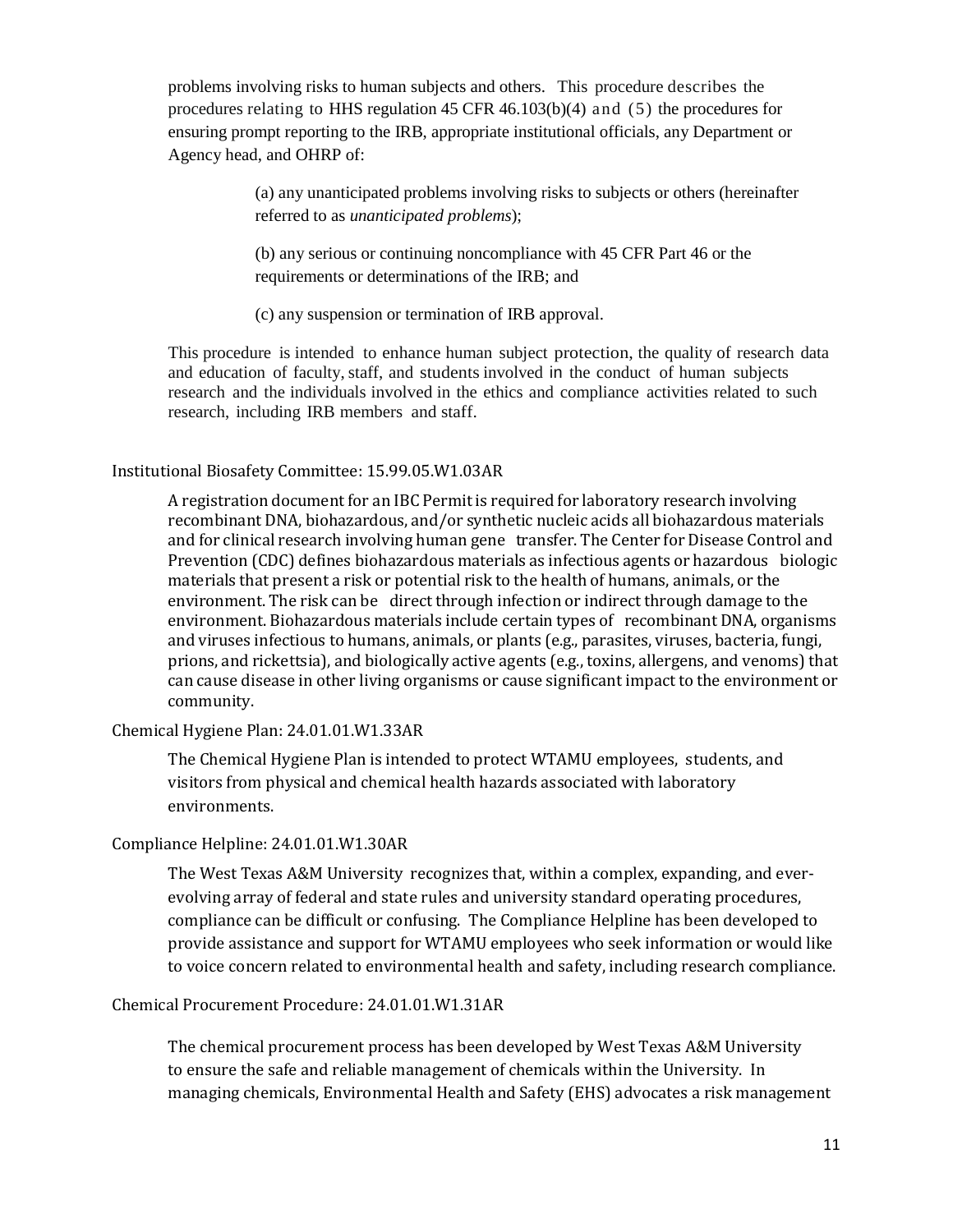problems involving risks to human subjects and others. This procedure describes the procedures relating to HHS regulation 45 CFR 46.103(b)(4) and (5) the procedures for ensuring prompt reporting to the IRB, appropriate institutional officials, any Department or Agency head, and OHRP of:

> (a) any unanticipated problems involving risks to subjects or others (hereinafter referred to as *unanticipated problems*);
>
> (b) any serious or continuing noncompliance with 45 CFR Part 46 or the requirements or determinations of the IRB; and
>
> (c) any suspension or termination of IRB approval.

This procedure is intended to enhance human subject protection, the quality of research data and education of faculty, staff, and students involved in the conduct of human subjects research and the individuals involved in the ethics and compliance activities related to such research, including IRB members and staff.

Institutional Biosafety Committee: 15.99.05.W1.03AR

A registration document for an IBC Permit is required for laboratory research involving recombinant DNA, biohazardous, and/or synthetic nucleic acids all biohazardous materials and for clinical research involving human gene transfer. The Center for Disease Control and Prevention (CDC) defines biohazardous materials as infectious agents or hazardous biologic materials that present a risk or potential risk to the health of humans, animals, or the environment. The risk can be direct through infection or indirect through damage to the environment. Biohazardous materials include certain types of recombinant DNA, organisms and viruses infectious to humans, animals, or plants (e.g., parasites, viruses, bacteria, fungi, prions, and rickettsia), and biologically active agents (e.g., toxins, allergens, and venoms) that can cause disease in other living organisms or cause significant impact to the environment or community.

Chemical Hygiene Plan: 24.01.01.W1.33AR

The Chemical Hygiene Plan is intended to protect WTAMU employees, students, and visitors from physical and chemical health hazards associated with laboratory environments.

Compliance Helpline: 24.01.01.W1.30AR

The West Texas A&M University recognizes that, within a complex, expanding, and ever-evolving array of federal and state rules and university standard operating procedures, compliance can be difficult or confusing. The Compliance Helpline has been developed to provide assistance and support for WTAMU employees who seek information or would like to voice concern related to environmental health and safety, including research compliance.

Chemical Procurement Procedure: 24.01.01.W1.31AR

The chemical procurement process has been developed by West Texas A&M University to ensure the safe and reliable management of chemicals within the University. In managing chemicals, Environmental Health and Safety (EHS) advocates a risk management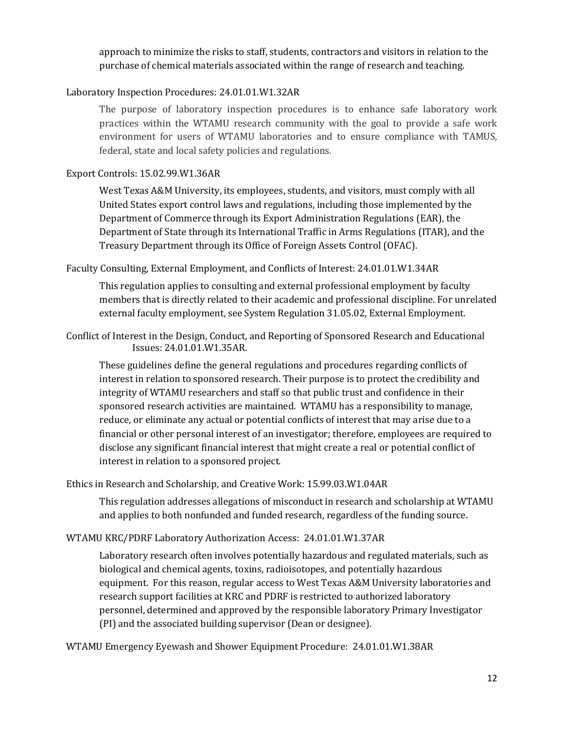approach to minimize the risks to staff, students, contractors and visitors in relation to the purchase of chemical materials associated within the range of research and teaching.

Laboratory Inspection Procedures: 24.01.01.W1.32AR

> The purpose of laboratory inspection procedures is to enhance safe laboratory work practices within the WTAMU research community with the goal to provide a safe work environment for users of WTAMU laboratories and to ensure compliance with TAMUS, federal, state and local safety policies and regulations.

Export Controls: 15.02.99.W1.36AR

> West Texas A&M University, its employees, students, and visitors, must comply with all United States export control laws and regulations, including those implemented by the Department of Commerce through its Export Administration Regulations (EAR), the Department of State through its International Traffic in Arms Regulations (ITAR), and the Treasury Department through its Office of Foreign Assets Control (OFAC).

Faculty Consulting, External Employment, and Conflicts of Interest: 24.01.01.W1.34AR

> This regulation applies to consulting and external professional employment by faculty members that is directly related to their academic and professional discipline. For unrelated external faculty employment, see System Regulation 31.05.02, External Employment.

Conflict of Interest in the Design, Conduct, and Reporting of Sponsored Research and Educational Issues: 24.01.01.W1.35AR.

> These guidelines define the general regulations and procedures regarding conflicts of interest in relation to sponsored research. Their purpose is to protect the credibility and integrity of WTAMU researchers and staff so that public trust and confidence in their sponsored research activities are maintained. WTAMU has a responsibility to manage, reduce, or eliminate any actual or potential conflicts of interest that may arise due to a financial or other personal interest of an investigator; therefore, employees are required to disclose any significant financial interest that might create a real or potential conflict of interest in relation to a sponsored project.

Ethics in Research and Scholarship, and Creative Work: 15.99.03.W1.04AR

> This regulation addresses allegations of misconduct in research and scholarship at WTAMU and applies to both nonfunded and funded research, regardless of the funding source.

WTAMU KRC/PDRF Laboratory Authorization Access: 24.01.01.W1.37AR

> Laboratory research often involves potentially hazardous and regulated materials, such as biological and chemical agents, toxins, radioisotopes, and potentially hazardous equipment. For this reason, regular access to West Texas A&M University laboratories and research support facilities at KRC and PDRF is restricted to authorized laboratory personnel, determined and approved by the responsible laboratory Primary Investigator (PI) and the associated building supervisor (Dean or designee).

WTAMU Emergency Eyewash and Shower Equipment Procedure: 24.01.01.W1.38AR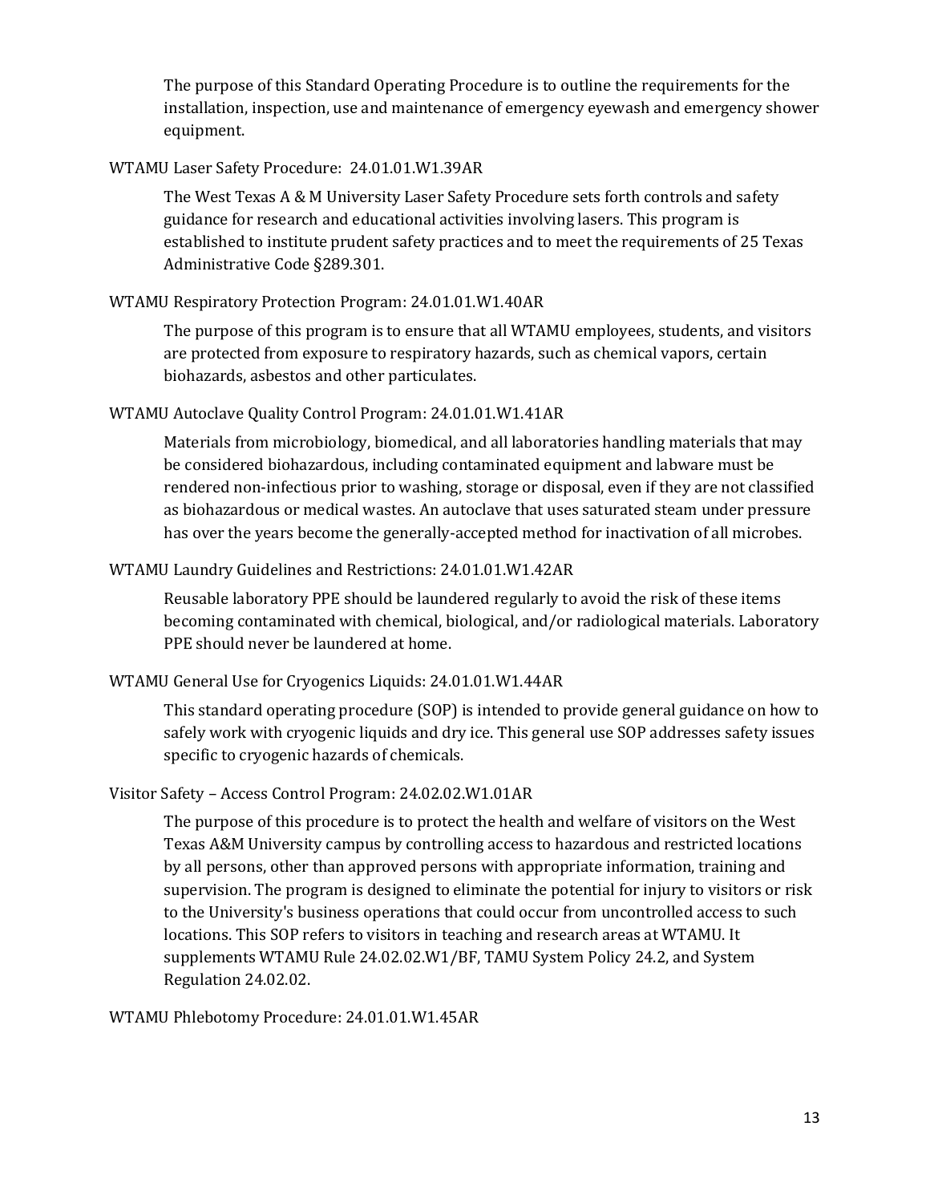The purpose of this Standard Operating Procedure is to outline the requirements for the installation, inspection, use and maintenance of emergency eyewash and emergency shower equipment.

WTAMU Laser Safety Procedure: 24.01.01.W1.39AR

The West Texas A & M University Laser Safety Procedure sets forth controls and safety guidance for research and educational activities involving lasers. This program is established to institute prudent safety practices and to meet the requirements of 25 Texas Administrative Code §289.301.

WTAMU Respiratory Protection Program: 24.01.01.W1.40AR

The purpose of this program is to ensure that all WTAMU employees, students, and visitors are protected from exposure to respiratory hazards, such as chemical vapors, certain biohazards, asbestos and other particulates.

WTAMU Autoclave Quality Control Program: 24.01.01.W1.41AR

Materials from microbiology, biomedical, and all laboratories handling materials that may be considered biohazardous, including contaminated equipment and labware must be rendered non-infectious prior to washing, storage or disposal, even if they are not classified as biohazardous or medical wastes. An autoclave that uses saturated steam under pressure has over the years become the generally-accepted method for inactivation of all microbes.

WTAMU Laundry Guidelines and Restrictions: 24.01.01.W1.42AR

Reusable laboratory PPE should be laundered regularly to avoid the risk of these items becoming contaminated with chemical, biological, and/or radiological materials. Laboratory PPE should never be laundered at home.

WTAMU General Use for Cryogenics Liquids: 24.01.01.W1.44AR

This standard operating procedure (SOP) is intended to provide general guidance on how to safely work with cryogenic liquids and dry ice. This general use SOP addresses safety issues specific to cryogenic hazards of chemicals.

Visitor Safety – Access Control Program: 24.02.02.W1.01AR

The purpose of this procedure is to protect the health and welfare of visitors on the West Texas A&M University campus by controlling access to hazardous and restricted locations by all persons, other than approved persons with appropriate information, training and supervision. The program is designed to eliminate the potential for injury to visitors or risk to the University's business operations that could occur from uncontrolled access to such locations. This SOP refers to visitors in teaching and research areas at WTAMU. It supplements WTAMU Rule 24.02.02.W1/BF, TAMU System Policy 24.2, and System Regulation 24.02.02.

WTAMU Phlebotomy Procedure: 24.01.01.W1.45AR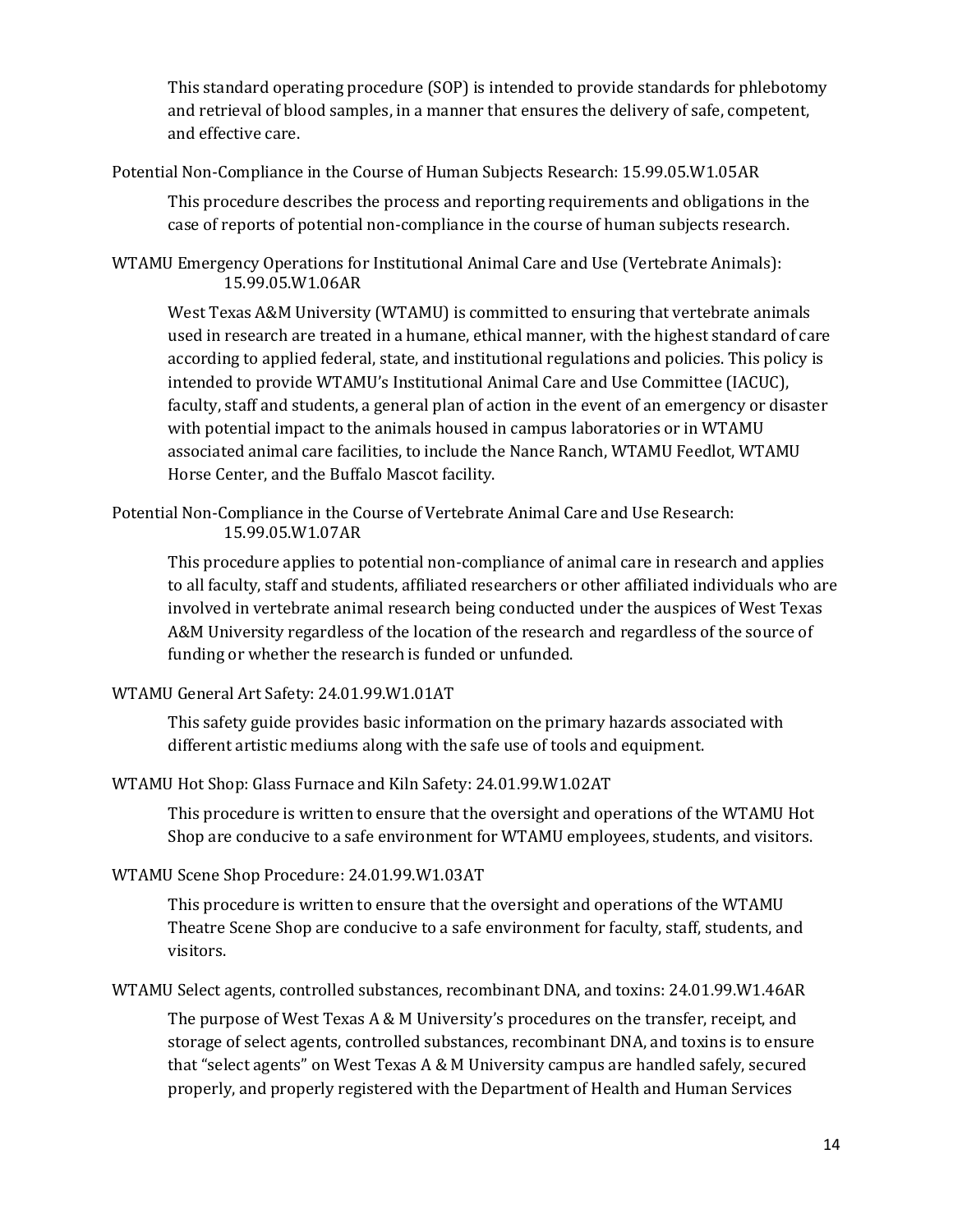This standard operating procedure (SOP) is intended to provide standards for phlebotomy and retrieval of blood samples, in a manner that ensures the delivery of safe, competent, and effective care.

Potential Non-Compliance in the Course of Human Subjects Research: 15.99.05.W1.05AR

This procedure describes the process and reporting requirements and obligations in the case of reports of potential non-compliance in the course of human subjects research.

WTAMU Emergency Operations for Institutional Animal Care and Use (Vertebrate Animals): 15.99.05.W1.06AR

West Texas A&M University (WTAMU) is committed to ensuring that vertebrate animals used in research are treated in a humane, ethical manner, with the highest standard of care according to applied federal, state, and institutional regulations and policies. This policy is intended to provide WTAMU's Institutional Animal Care and Use Committee (IACUC), faculty, staff and students, a general plan of action in the event of an emergency or disaster with potential impact to the animals housed in campus laboratories or in WTAMU associated animal care facilities, to include the Nance Ranch, WTAMU Feedlot, WTAMU Horse Center, and the Buffalo Mascot facility.

Potential Non-Compliance in the Course of Vertebrate Animal Care and Use Research: 15.99.05.W1.07AR

This procedure applies to potential non-compliance of animal care in research and applies to all faculty, staff and students, affiliated researchers or other affiliated individuals who are involved in vertebrate animal research being conducted under the auspices of West Texas A&M University regardless of the location of the research and regardless of the source of funding or whether the research is funded or unfunded.

WTAMU General Art Safety: 24.01.99.W1.01AT

This safety guide provides basic information on the primary hazards associated with different artistic mediums along with the safe use of tools and equipment.

WTAMU Hot Shop: Glass Furnace and Kiln Safety: 24.01.99.W1.02AT

This procedure is written to ensure that the oversight and operations of the WTAMU Hot Shop are conducive to a safe environment for WTAMU employees, students, and visitors.

WTAMU Scene Shop Procedure: 24.01.99.W1.03AT

This procedure is written to ensure that the oversight and operations of the WTAMU Theatre Scene Shop are conducive to a safe environment for faculty, staff, students, and visitors.

WTAMU Select agents, controlled substances, recombinant DNA, and toxins: 24.01.99.W1.46AR

The purpose of West Texas A & M University's procedures on the transfer, receipt, and storage of select agents, controlled substances, recombinant DNA, and toxins is to ensure that "select agents" on West Texas A & M University campus are handled safely, secured properly, and properly registered with the Department of Health and Human Services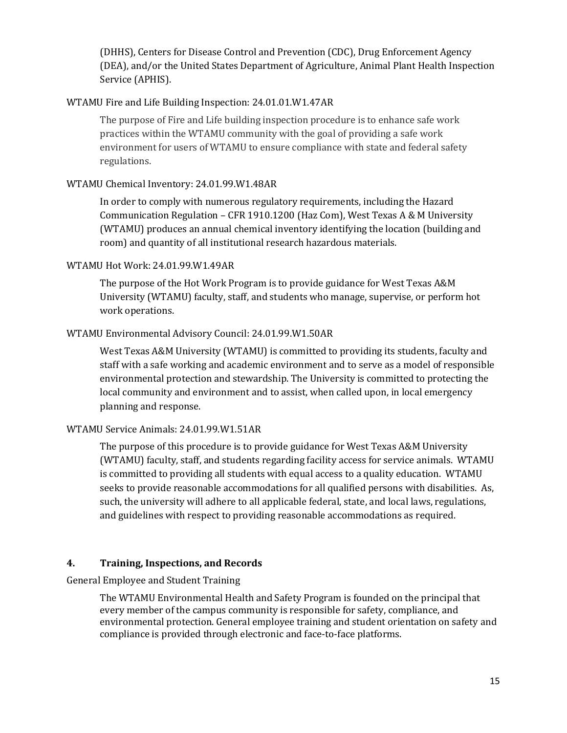(DHHS), Centers for Disease Control and Prevention (CDC), Drug Enforcement Agency (DEA), and/or the United States Department of Agriculture, Animal Plant Health Inspection Service (APHIS).

WTAMU Fire and Life Building Inspection: 24.01.01.W1.47AR

> The purpose of Fire and Life building inspection procedure is to enhance safe work practices within the WTAMU community with the goal of providing a safe work environment for users of WTAMU to ensure compliance with state and federal safety regulations.

WTAMU Chemical Inventory: 24.01.99.W1.48AR

> In order to comply with numerous regulatory requirements, including the Hazard Communication Regulation – CFR 1910.1200 (Haz Com), West Texas A & M University (WTAMU) produces an annual chemical inventory identifying the location (building and room) and quantity of all institutional research hazardous materials.

WTAMU Hot Work: 24.01.99.W1.49AR

> The purpose of the Hot Work Program is to provide guidance for West Texas A&M University (WTAMU) faculty, staff, and students who manage, supervise, or perform hot work operations.

WTAMU Environmental Advisory Council: 24.01.99.W1.50AR

> West Texas A&M University (WTAMU) is committed to providing its students, faculty and staff with a safe working and academic environment and to serve as a model of responsible environmental protection and stewardship. The University is committed to protecting the local community and environment and to assist, when called upon, in local emergency planning and response.

WTAMU Service Animals: 24.01.99.W1.51AR

> The purpose of this procedure is to provide guidance for West Texas A&M University (WTAMU) faculty, staff, and students regarding facility access for service animals. WTAMU is committed to providing all students with equal access to a quality education. WTAMU seeks to provide reasonable accommodations for all qualified persons with disabilities. As, such, the university will adhere to all applicable federal, state, and local laws, regulations, and guidelines with respect to providing reasonable accommodations as required.

## 4. Training, Inspections, and Records

General Employee and Student Training

> The WTAMU Environmental Health and Safety Program is founded on the principal that every member of the campus community is responsible for safety, compliance, and environmental protection. General employee training and student orientation on safety and compliance is provided through electronic and face-to-face platforms.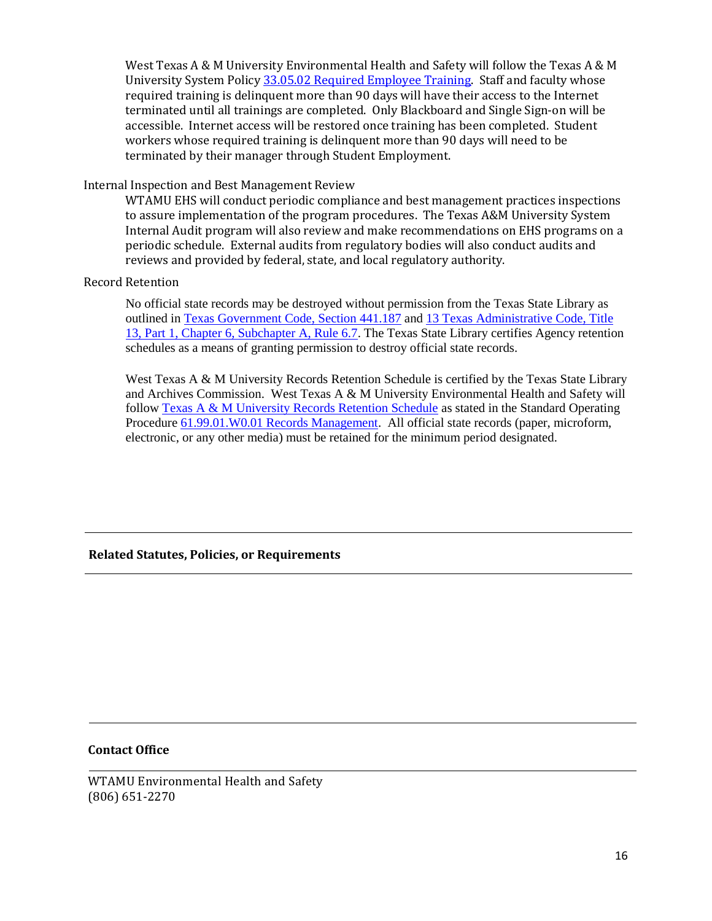West Texas A & M University Environmental Health and Safety will follow the Texas A & M University System Policy [33.05.02 Required Employee Training](). Staff and faculty whose required training is delinquent more than 90 days will have their access to the Internet terminated until all trainings are completed. Only Blackboard and Single Sign-on will be accessible. Internet access will be restored once training has been completed. Student workers whose required training is delinquent more than 90 days will need to be terminated by their manager through Student Employment.

### Internal Inspection and Best Management Review

WTAMU EHS will conduct periodic compliance and best management practices inspections to assure implementation of the program procedures. The Texas A&M University System Internal Audit program will also review and make recommendations on EHS programs on a periodic schedule. External audits from regulatory bodies will also conduct audits and reviews and provided by federal, state, and local regulatory authority.

### Record Retention

No official state records may be destroyed without permission from the Texas State Library as outlined in Texas Government Code, Section 441.187 and 13 Texas Administrative Code, Title 13, Part 1, Chapter 6, Subchapter A, Rule 6.7. The Texas State Library certifies Agency retention schedules as a means of granting permission to destroy official state records.

West Texas A & M University Records Retention Schedule is certified by the Texas State Library and Archives Commission. West Texas A & M University Environmental Health and Safety will follow Texas A & M University Records Retention Schedule as stated in the Standard Operating Procedure 61.99.01.W0.01 Records Management. All official state records (paper, microform, electronic, or any other media) must be retained for the minimum period designated.

---

## Related Statutes, Policies, or Requirements

---

## Contact Office

WTAMU Environmental Health and Safety
(806) 651-2270